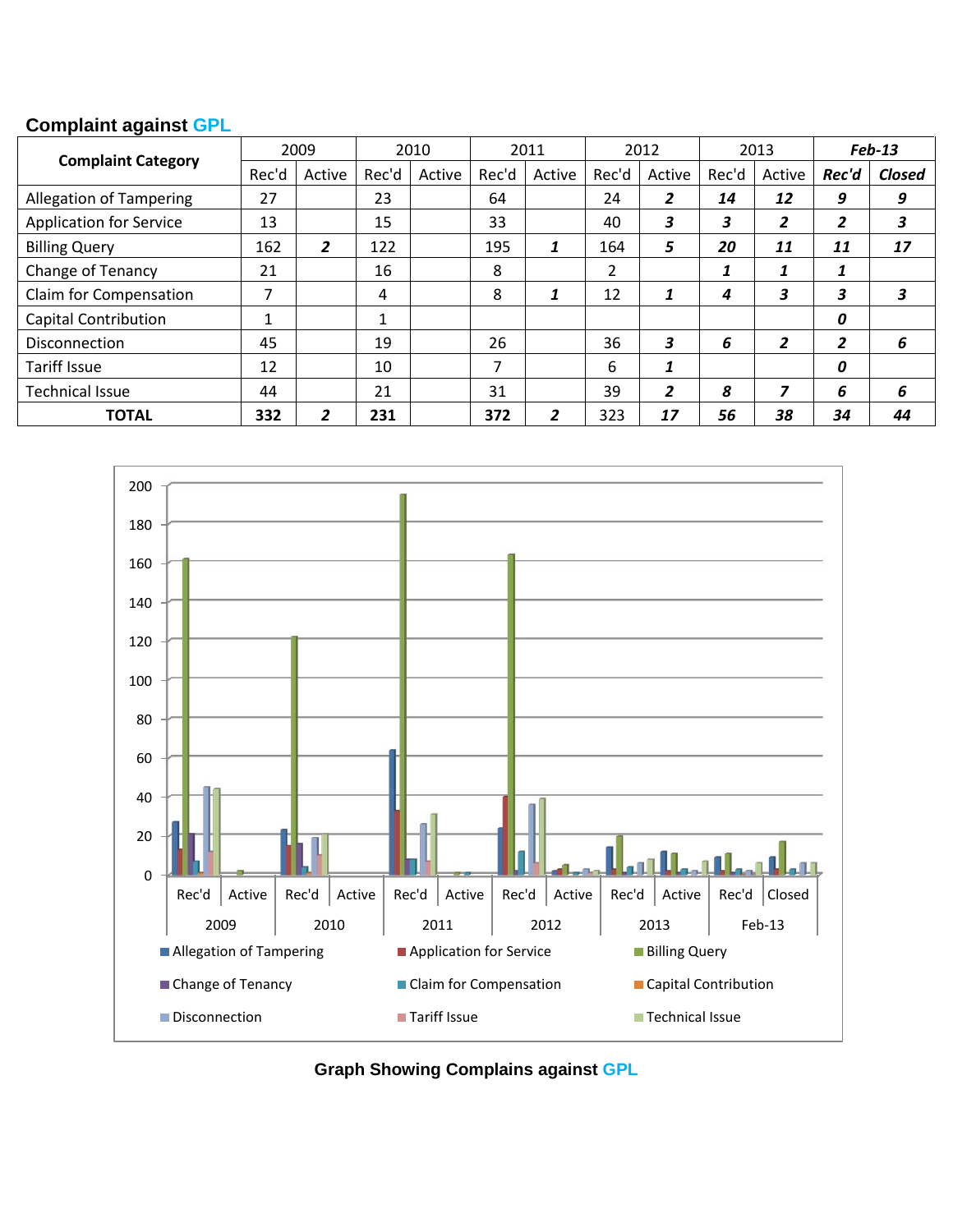### Complaint against GPL

| Complaint Category | 2009 | | 2010 | | 2011 | | 2012 | | 2013 | | *Feb-13* | |
|---|---|---|---|---|---|---|---|---|---|---|---|---|
| | Rec'd | Active | Rec'd | Active | Rec'd | Active | Rec'd | Active | Rec'd | Active | ***Rec'd*** | ***Closed*** |
| Allegation of Tampering | 27 | | 23 | | 64 | | 24 | ***2*** | ***14*** | ***12*** | ***9*** | ***9*** |
| Application for Service | 13 | | 15 | | 33 | | 40 | ***3*** | ***3*** | ***2*** | ***2*** | ***3*** |
| Billing Query | 162 | ***2*** | 122 | | 195 | ***1*** | 164 | ***5*** | ***20*** | ***11*** | ***11*** | ***17*** |
| Change of Tenancy | 21 | | 16 | | 8 | | 2 | | ***1*** | ***1*** | ***1*** | |
| Claim for Compensation | 7 | | 4 | | 8 | ***1*** | 12 | ***1*** | ***4*** | ***3*** | ***3*** | ***3*** |
| Capital Contribution | 1 | | 1 | | | | | | | | ***0*** | |
| Disconnection | 45 | | 19 | | 26 | | 36 | ***3*** | ***6*** | ***2*** | ***2*** | ***6*** |
| Tariff Issue | 12 | | 10 | | 7 | | 6 | ***1*** | | | ***0*** | |
| Technical Issue | 44 | | 21 | | 31 | | 39 | ***2*** | ***8*** | ***7*** | ***6*** | ***6*** |
| **TOTAL** | **332** | ***2*** | **231** | | **372** | ***2*** | 323 | ***17*** | ***56*** | ***38*** | ***34*** | ***44*** |

200
180
160
140
120
100
80
60
40
20
0

Rec'd Active Rec'd Active Rec'd Active Rec'd Active Rec'd Active Rec'd Closed

2009 2010 2011 2012 2013 Feb-13

Allegation of Tampering, Application for Service, Billing Query, Change of Tenancy, Claim for Compensation, Capital Contribution, Disconnection, Tariff Issue, Technical Issue

**Graph Showing Complains against GPL**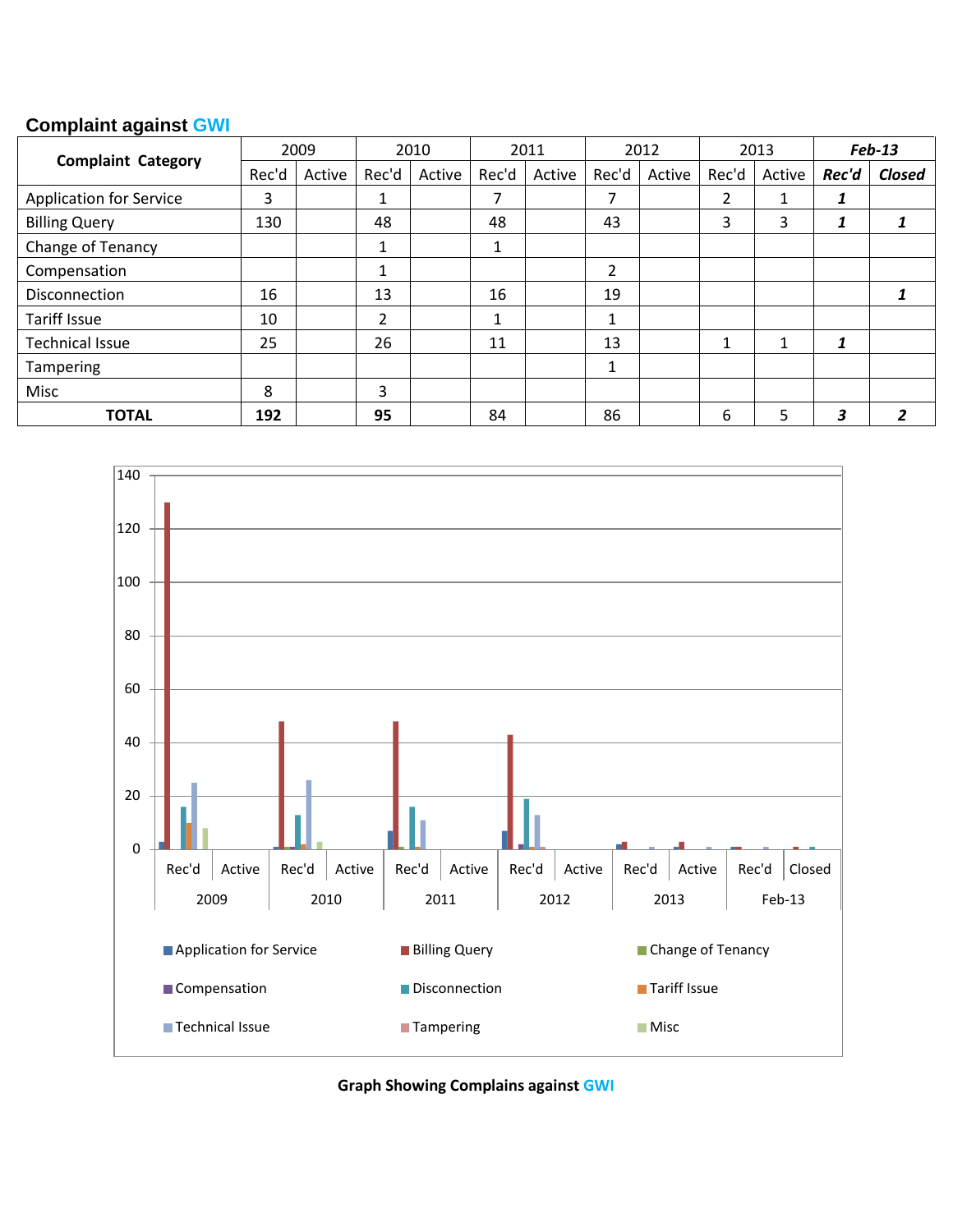## Complaint against GWI

| Complaint Category | 2009 | | 2010 | | 2011 | | 2012 | | 2013 | | *Feb-13* | |
|---|---|---|---|---|---|---|---|---|---|---|---|---|
| | Rec'd | Active | Rec'd | Active | Rec'd | Active | Rec'd | Active | Rec'd | Active | ***Rec'd*** | ***Closed*** |
| Application for Service | 3 | | 1 | | 7 | | 7 | | 2 | 1 | ***1*** | |
| Billing Query | 130 | | 48 | | 48 | | 43 | | 3 | 3 | ***1*** | ***1*** |
| Change of Tenancy | | | 1 | | 1 | | | | | | | |
| Compensation | | | 1 | | | | 2 | | | | | |
| Disconnection | 16 | | 13 | | 16 | | 19 | | | | | ***1*** |
| Tariff Issue | 10 | | 2 | | 1 | | 1 | | | | | |
| Technical Issue | 25 | | 26 | | 11 | | 13 | | 1 | 1 | ***1*** | |
| Tampering | | | | | | | 1 | | | | | |
| Misc | 8 | | 3 | | | | | | | | | |
| **TOTAL** | **192** | | **95** | | 84 | | 86 | | 6 | 5 | ***3*** | ***2*** |

140
120
100
80
60
40
20
0

Rec'd Active Rec'd Active Rec'd Active Rec'd Active Rec'd Active Rec'd Closed

2009 2010 2011 2012 2013 Feb-13

Application for Service
Billing Query
Change of Tenancy
Compensation
Disconnection
Tariff Issue
Technical Issue
Tampering
Misc

**Graph Showing Complains against GWI**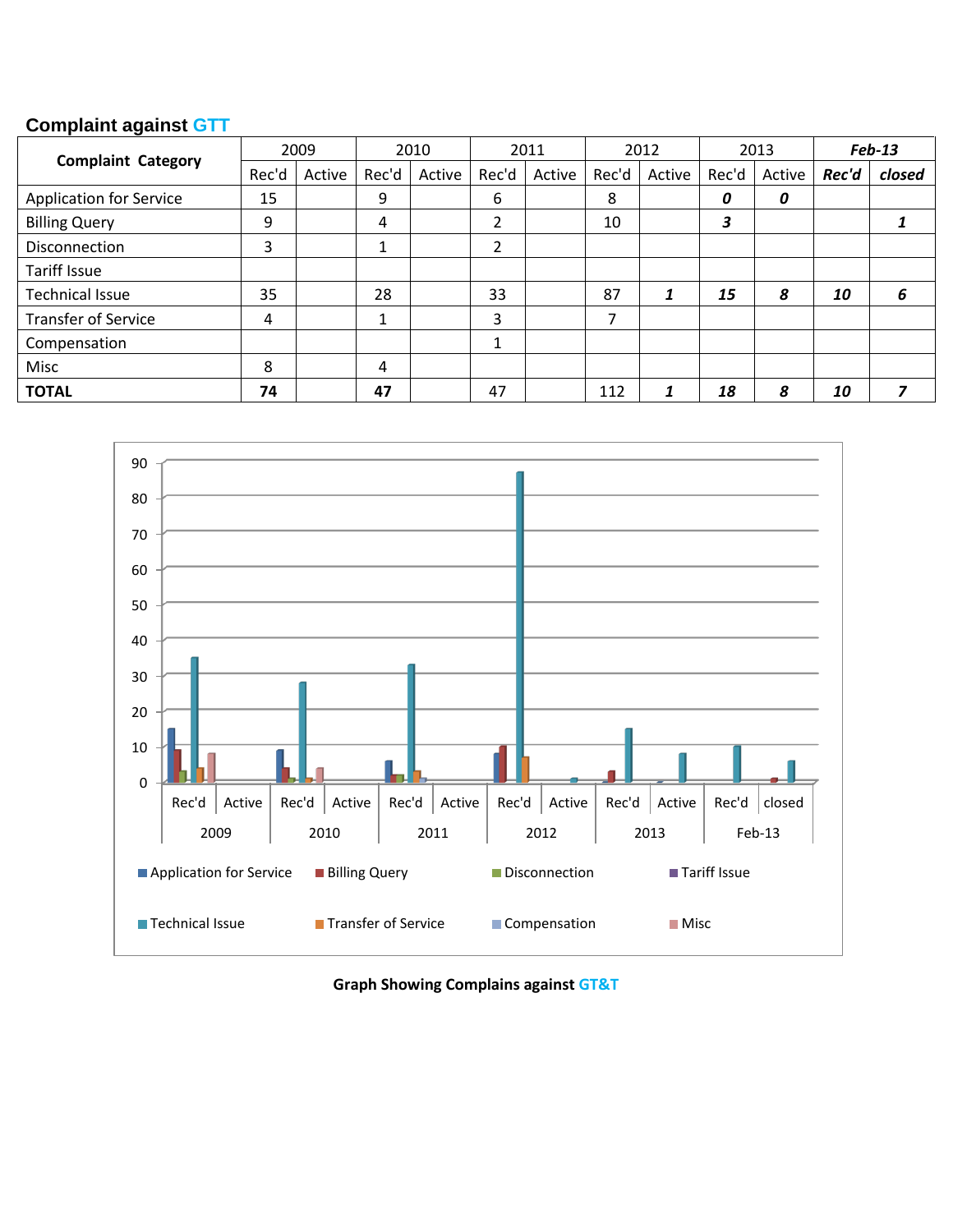### Complaint against GTT

| Complaint Category | 2009 | | 2010 | | 2011 | | 2012 | | 2013 | | *Feb-13* | |
|---|---|---|---|---|---|---|---|---|---|---|---|---|
| | Rec'd | Active | Rec'd | Active | Rec'd | Active | Rec'd | Active | Rec'd | Active | ***Rec'd*** | ***closed*** |
| Application for Service | 15 | | 9 | | 6 | | 8 | | ***0*** | ***0*** | | |
| Billing Query | 9 | | 4 | | 2 | | 10 | | ***3*** | | | ***1*** |
| Disconnection | 3 | | 1 | | 2 | | | | | | | |
| Tariff Issue | | | | | | | | | | | | |
| Technical Issue | 35 | | 28 | | 33 | | 87 | ***1*** | ***15*** | ***8*** | ***10*** | ***6*** |
| Transfer of Service | 4 | | 1 | | 3 | | 7 | | | | | |
| Compensation | | | | | 1 | | | | | | | |
| Misc | 8 | | 4 | | | | | | | | | |
| **TOTAL** | **74** | | **47** | | 47 | | 112 | ***1*** | ***18*** | ***8*** | ***10*** | ***7*** |

90
80
70
60
50
40
30
20
10
0

Rec'd Active Rec'd Active Rec'd Active Rec'd Active Rec'd Active Rec'd closed

2009 2010 2011 2012 2013 Feb-13

Application for Service, Billing Query, Disconnection, Tariff Issue, Technical Issue, Transfer of Service, Compensation, Misc

**Graph Showing Complains against GT&T**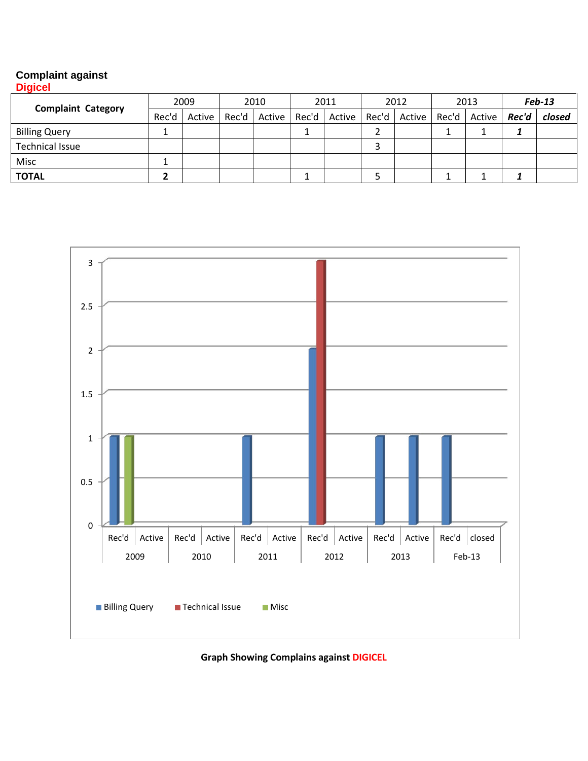**Complaint against**
**Digicel**

| Complaint Category | 2009 | | 2010 | | 2011 | | 2012 | | 2013 | | ***Feb-13*** | |
|---|---|---|---|---|---|---|---|---|---|---|---|---|
| | Rec'd | Active | Rec'd | Active | Rec'd | Active | Rec'd | Active | Rec'd | Active | ***Rec'd*** | ***closed*** |
| Billing Query | 1 | | | | 1 | | 2 | | 1 | 1 | ***1*** | |
| Technical Issue | | | | | | | 3 | | | | | |
| Misc | 1 | | | | | | | | | | | |
| **TOTAL** | **2** | | | | 1 | | 5 | | 1 | 1 | ***1*** | |

**Graph Showing Complains against DIGICEL**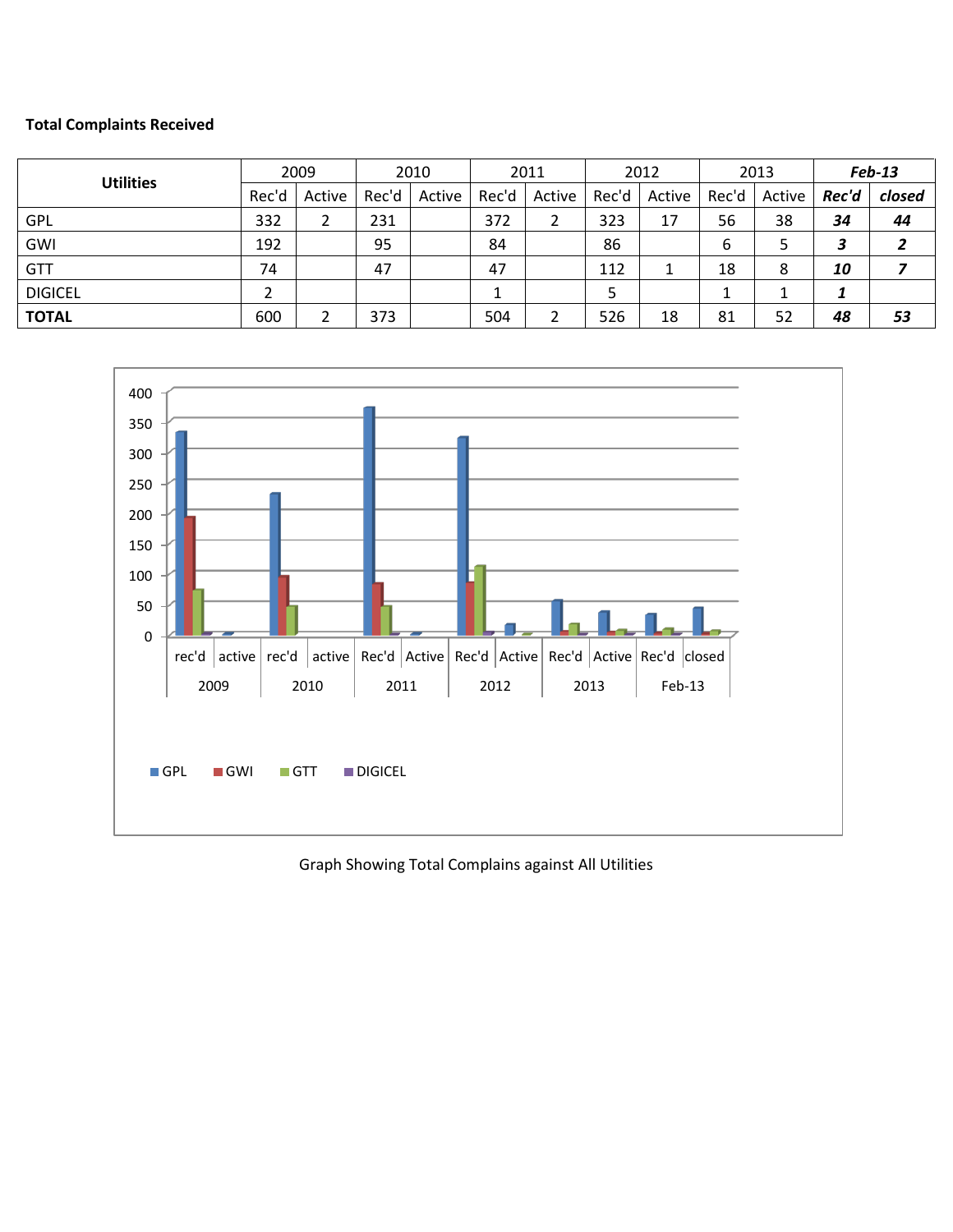**Total Complaints Received**

| Utilities | 2009 | | 2010 | | 2011 | | 2012 | | 2013 | | ***Feb-13*** | |
|---|---|---|---|---|---|---|---|---|---|---|---|---|
| | Rec'd | Active | Rec'd | Active | Rec'd | Active | Rec'd | Active | Rec'd | Active | ***Rec'd*** | ***closed*** |
| GPL | 332 | 2 | 231 | | 372 | 2 | 323 | 17 | 56 | 38 | ***34*** | ***44*** |
| GWI | 192 | | 95 | | 84 | | 86 | | 6 | 5 | ***3*** | ***2*** |
| GTT | 74 | | 47 | | 47 | | 112 | 1 | 18 | 8 | ***10*** | ***7*** |
| DIGICEL | 2 | | | | 1 | | 5 | | 1 | 1 | ***1*** | |
| **TOTAL** | 600 | 2 | 373 | | 504 | 2 | 526 | 18 | 81 | 52 | ***48*** | ***53*** |

400
350
300
250
200
150
100
50
0

rec'd active rec'd active Rec'd Active Rec'd Active Rec'd Active Rec'd closed

2009 2010 2011 2012 2013 Feb-13

GPL GWI GTT DIGICEL

Graph Showing Total Complains against All Utilities